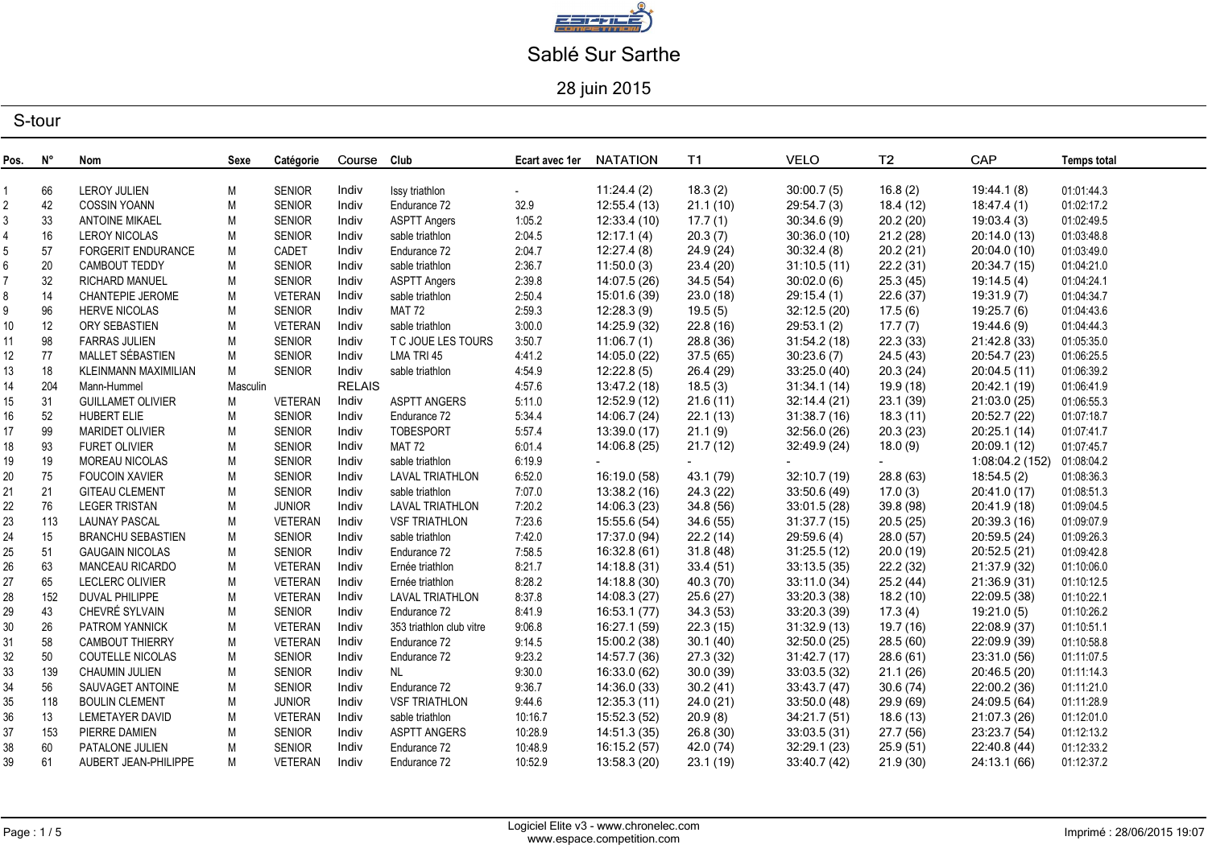# Sablé Sur Sarthe

28 juin 2015

## S-tour

| Pos. | N° | Nom | Sexe | Catégorie | Course | Club | Ecart avec 1er | NATATION | T1 | VELO | T2 | CAP | Temps total |
|---|---|---|---|---|---|---|---|---|---|---|---|---|---|
| 1 | 66 | LEROY JULIEN | M | SENIOR | Indiv | Issy triathlon | - | 11:24.4 (2) | 18.3 (2) | 30:00.7 (5) | 16.8 (2) | 19:44.1 (8) | 01:01:44.3 |
| 2 | 42 | COSSIN YOANN | M | SENIOR | Indiv | Endurance 72 | 32.9 | 12:55.4 (13) | 21.1 (10) | 29:54.7 (3) | 18.4 (12) | 18:47.4 (1) | 01:02:17.2 |
| 3 | 33 | ANTOINE MIKAEL | M | SENIOR | Indiv | ASPTT Angers | 1:05.2 | 12:33.4 (10) | 17.7 (1) | 30:34.6 (9) | 20.2 (20) | 19:03.4 (3) | 01:02:49.5 |
| 4 | 16 | LEROY NICOLAS | M | SENIOR | Indiv | sable triathlon | 2:04.5 | 12:17.1 (4) | 20.3 (7) | 30:36.0 (10) | 21.2 (28) | 20:14.0 (13) | 01:03:48.8 |
| 5 | 57 | FORGERIT ENDURANCE | M | CADET | Indiv | Endurance 72 | 2:04.7 | 12:27.4 (8) | 24.9 (24) | 30:32.4 (8) | 20.2 (21) | 20:04.0 (10) | 01:03:49.0 |
| 6 | 20 | CAMBOUT TEDDY | M | SENIOR | Indiv | sable triathlon | 2:36.7 | 11:50.0 (3) | 23.4 (20) | 31:10.5 (11) | 22.2 (31) | 20:34.7 (15) | 01:04:21.0 |
| 7 | 32 | RICHARD MANUEL | M | SENIOR | Indiv | ASPTT Angers | 2:39.8 | 14:07.5 (26) | 34.5 (54) | 30:02.0 (6) | 25.3 (45) | 19:14.5 (4) | 01:04:24.1 |
| 8 | 14 | CHANTEPIE JEROME | M | VETERAN | Indiv | sable triathlon | 2:50.4 | 15:01.6 (39) | 23.0 (18) | 29:15.4 (1) | 22.6 (37) | 19:31.9 (7) | 01:04:34.7 |
| 9 | 96 | HERVE NICOLAS | M | SENIOR | Indiv | MAT 72 | 2:59.3 | 12:28.3 (9) | 19.5 (5) | 32:12.5 (20) | 17.5 (6) | 19:25.7 (6) | 01:04:43.6 |
| 10 | 12 | ORY SEBASTIEN | M | VETERAN | Indiv | sable triathlon | 3:00.0 | 14:25.9 (32) | 22.8 (16) | 29:53.1 (2) | 17.7 (7) | 19:44.6 (9) | 01:04:44.3 |
| 11 | 98 | FARRAS JULIEN | M | SENIOR | Indiv | T C JOUE LES TOURS | 3:50.7 | 11:06.7 (1) | 28.8 (36) | 31:54.2 (18) | 22.3 (33) | 21:42.8 (33) | 01:05:35.0 |
| 12 | 77 | MALLET SÉBASTIEN | M | SENIOR | Indiv | LMA TRI 45 | 4:41.2 | 14:05.0 (22) | 37.5 (65) | 30:23.6 (7) | 24.5 (43) | 20:54.7 (23) | 01:06:25.5 |
| 13 | 18 | KLEINMANN MAXIMILIAN | M | SENIOR | Indiv | sable triathlon | 4:54.9 | 12:22.8 (5) | 26.4 (29) | 33:25.0 (40) | 20.3 (24) | 20:04.5 (11) | 01:06:39.2 |
| 14 | 204 | Mann-Hummel | Masculin | | RELAIS | | 4:57.6 | 13:47.2 (18) | 18.5 (3) | 31:34.1 (14) | 19.9 (18) | 20:42.1 (19) | 01:06:41.9 |
| 15 | 31 | GUILLAMET OLIVIER | M | VETERAN | Indiv | ASPTT ANGERS | 5:11.0 | 12:52.9 (12) | 21.6 (11) | 32:14.4 (21) | 23.1 (39) | 21:03.0 (25) | 01:06:55.3 |
| 16 | 52 | HUBERT ELIE | M | SENIOR | Indiv | Endurance 72 | 5:34.4 | 14:06.7 (24) | 22.1 (13) | 31:38.7 (16) | 18.3 (11) | 20:52.7 (22) | 01:07:18.7 |
| 17 | 99 | MARIDET OLIVIER | M | SENIOR | Indiv | TOBESPORT | 5:57.4 | 13:39.0 (17) | 21.1 (9) | 32:56.0 (26) | 20.3 (23) | 20:25.1 (14) | 01:07:41.7 |
| 18 | 93 | FURET OLIVIER | M | SENIOR | Indiv | MAT 72 | 6:01.4 | 14:06.8 (25) | 21.7 (12) | 32:49.9 (24) | 18.0 (9) | 20:09.1 (12) | 01:07:45.7 |
| 19 | 19 | MOREAU NICOLAS | M | SENIOR | Indiv | sable triathlon | 6:19.9 | - | - | - | - | 1:08:04.2 (152) | 01:08:04.2 |
| 20 | 75 | FOUCOIN XAVIER | M | SENIOR | Indiv | LAVAL TRIATHLON | 6:52.0 | 16:19.0 (58) | 43.1 (79) | 32:10.7 (19) | 28.8 (63) | 18:54.5 (2) | 01:08:36.3 |
| 21 | 21 | GITEAU CLEMENT | M | SENIOR | Indiv | sable triathlon | 7:07.0 | 13:38.2 (16) | 24.3 (22) | 33:50.6 (49) | 17.0 (3) | 20:41.0 (17) | 01:08:51.3 |
| 22 | 76 | LEGER TRISTAN | M | JUNIOR | Indiv | LAVAL TRIATHLON | 7:20.2 | 14:06.3 (23) | 34.8 (56) | 33:01.5 (28) | 39.8 (98) | 20:41.9 (18) | 01:09:04.5 |
| 23 | 113 | LAUNAY PASCAL | M | VETERAN | Indiv | VSF TRIATHLON | 7:23.6 | 15:55.6 (54) | 34.6 (55) | 31:37.7 (15) | 20.5 (25) | 20:39.3 (16) | 01:09:07.9 |
| 24 | 15 | BRANCHU SEBASTIEN | M | SENIOR | Indiv | sable triathlon | 7:42.0 | 17:37.0 (94) | 22.2 (14) | 29:59.6 (4) | 28.0 (57) | 20:59.5 (24) | 01:09:26.3 |
| 25 | 51 | GAUGAIN NICOLAS | M | SENIOR | Indiv | Endurance 72 | 7:58.5 | 16:32.8 (61) | 31.8 (48) | 31:25.5 (12) | 20.0 (19) | 20:52.5 (21) | 01:09:42.8 |
| 26 | 63 | MANCEAU RICARDO | M | VETERAN | Indiv | Ernée triathlon | 8:21.7 | 14:18.8 (31) | 33.4 (51) | 33:13.5 (35) | 22.2 (32) | 21:37.9 (32) | 01:10:06.0 |
| 27 | 65 | LECLERC OLIVIER | M | VETERAN | Indiv | Ernée triathlon | 8:28.2 | 14:18.8 (30) | 40.3 (70) | 33:11.0 (34) | 25.2 (44) | 21:36.9 (31) | 01:10:12.5 |
| 28 | 152 | DUVAL PHILIPPE | M | VETERAN | Indiv | LAVAL TRIATHLON | 8:37.8 | 14:08.3 (27) | 25.6 (27) | 33:20.3 (38) | 18.2 (10) | 22:09.5 (38) | 01:10:22.1 |
| 29 | 43 | CHEVRÉ SYLVAIN | M | SENIOR | Indiv | Endurance 72 | 8:41.9 | 16:53.1 (77) | 34.3 (53) | 33:20.3 (39) | 17.3 (4) | 19:21.0 (5) | 01:10:26.2 |
| 30 | 26 | PATROM YANNICK | M | VETERAN | Indiv | 353 triathlon club vitre | 9:06.8 | 16:27.1 (59) | 22.3 (15) | 31:32.9 (13) | 19.7 (16) | 22:08.9 (37) | 01:10:51.1 |
| 31 | 58 | CAMBOUT THIERRY | M | VETERAN | Indiv | Endurance 72 | 9:14.5 | 15:00.2 (38) | 30.1 (40) | 32:50.0 (25) | 28.5 (60) | 22:09.9 (39) | 01:10:58.8 |
| 32 | 50 | COUTELLE NICOLAS | M | SENIOR | Indiv | Endurance 72 | 9:23.2 | 14:57.7 (36) | 27.3 (32) | 31:42.7 (17) | 28.6 (61) | 23:31.0 (56) | 01:11:07.5 |
| 33 | 139 | CHAUMIN JULIEN | M | SENIOR | Indiv | NL | 9:30.0 | 16:33.0 (62) | 30.0 (39) | 33:03.5 (32) | 21.1 (26) | 20:46.5 (20) | 01:11:14.3 |
| 34 | 56 | SAUVAGET ANTOINE | M | SENIOR | Indiv | Endurance 72 | 9:36.7 | 14:36.0 (33) | 30.2 (41) | 33:43.7 (47) | 30.6 (74) | 22:00.2 (36) | 01:11:21.0 |
| 35 | 118 | BOULIN CLEMENT | M | JUNIOR | Indiv | VSF TRIATHLON | 9:44.6 | 12:35.3 (11) | 24.0 (21) | 33:50.0 (48) | 29.9 (69) | 24:09.5 (64) | 01:11:28.9 |
| 36 | 13 | LEMETAYER DAVID | M | VETERAN | Indiv | sable triathlon | 10:16.7 | 15:52.3 (52) | 20.9 (8) | 34:21.7 (51) | 18.6 (13) | 21:07.3 (26) | 01:12:01.0 |
| 37 | 153 | PIERRE DAMIEN | M | SENIOR | Indiv | ASPTT ANGERS | 10:28.9 | 14:51.3 (35) | 26.8 (30) | 33:03.5 (31) | 27.7 (56) | 23:23.7 (54) | 01:12:13.2 |
| 38 | 60 | PATALONE JULIEN | M | SENIOR | Indiv | Endurance 72 | 10:48.9 | 16:15.2 (57) | 42.0 (74) | 32:29.1 (23) | 25.9 (51) | 22:40.8 (44) | 01:12:33.2 |
| 39 | 61 | AUBERT JEAN-PHILIPPE | M | VETERAN | Indiv | Endurance 72 | 10:52.9 | 13:58.3 (20) | 23.1 (19) | 33:40.7 (42) | 21.9 (30) | 24:13.1 (66) | 01:12:37.2 |

Logiciel Elite v3 - www.chronelec.com
www.espace.competition.com

Imprimé : 28/06/2015 19:07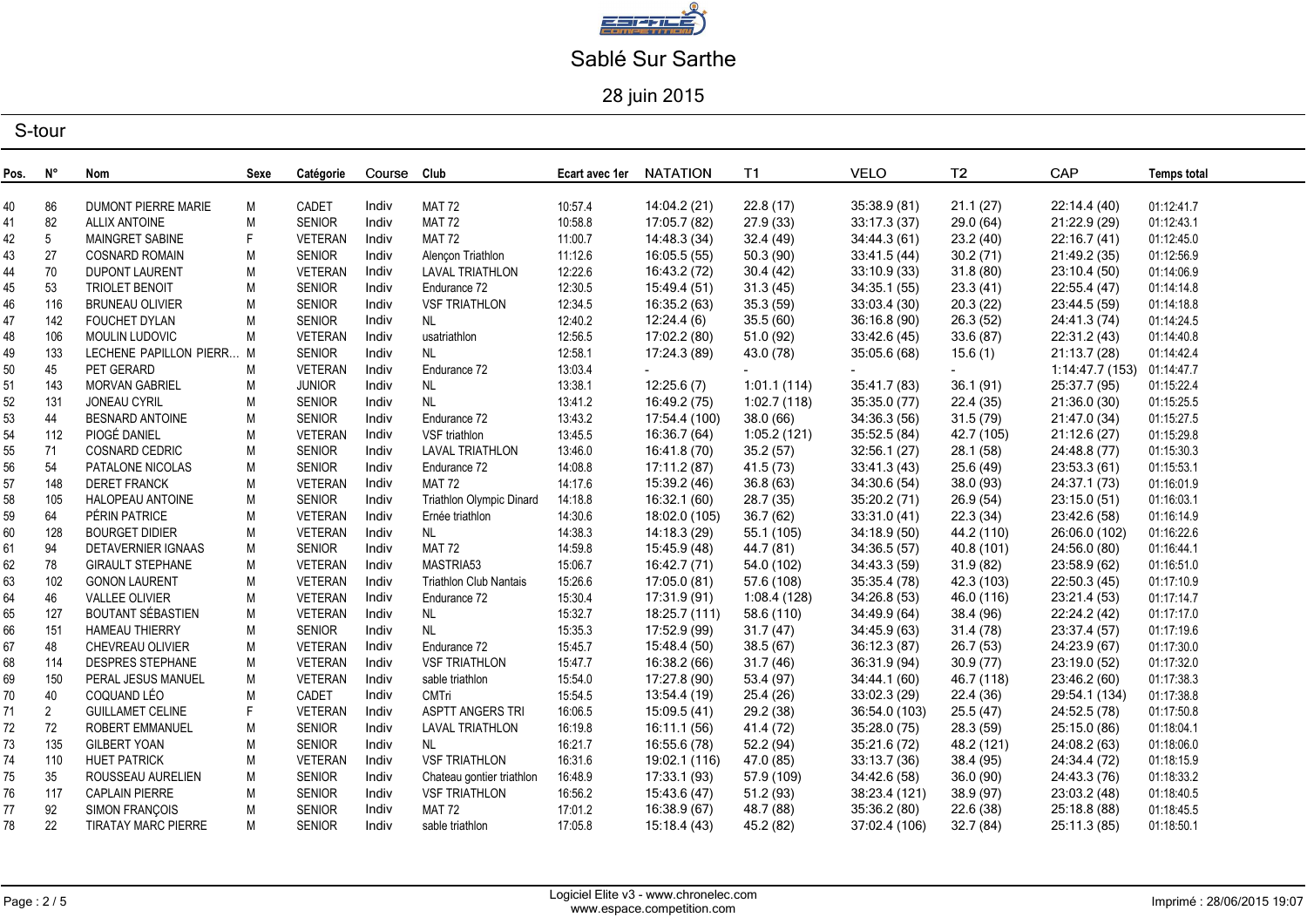Sablé Sur Sarthe

28 juin 2015

## S-tour

| Pos. | N° | Nom | Sexe | Catégorie | Course | Club | Ecart avec 1er | NATATION | T1 | VELO | T2 | CAP | Temps total |
|---|---|---|---|---|---|---|---|---|---|---|---|---|---|
| 40 | 86 | DUMONT PIERRE MARIE | M | CADET | Indiv | MAT 72 | 10:57.4 | 14:04.2 (21) | 22.8 (17) | 35:38.9 (81) | 21.1 (27) | 22:14.4 (40) | 01:12:41.7 |
| 41 | 82 | ALLIX ANTOINE | M | SENIOR | Indiv | MAT 72 | 10:58.8 | 17:05.7 (82) | 27.9 (33) | 33:17.3 (37) | 29.0 (64) | 21:22.9 (29) | 01:12:43.1 |
| 42 | 5 | MAINGRET SABINE | F | VETERAN | Indiv | MAT 72 | 11:00.7 | 14:48.3 (34) | 32.4 (49) | 34:44.3 (61) | 23.2 (40) | 22:16.7 (41) | 01:12:45.0 |
| 43 | 27 | COSNARD ROMAIN | M | SENIOR | Indiv | Alençon Triathlon | 11:12.6 | 16:05.5 (55) | 50.3 (90) | 33:41.5 (44) | 30.2 (71) | 21:49.2 (35) | 01:12:56.9 |
| 44 | 70 | DUPONT LAURENT | M | VETERAN | Indiv | LAVAL TRIATHLON | 12:22.6 | 16:43.2 (72) | 30.4 (42) | 33:10.9 (33) | 31.8 (80) | 23:10.4 (50) | 01:14:06.9 |
| 45 | 53 | TRIOLET BENOIT | M | SENIOR | Indiv | Endurance 72 | 12:30.5 | 15:49.4 (51) | 31.3 (45) | 34:35.1 (55) | 23.3 (41) | 22:55.4 (47) | 01:14:14.8 |
| 46 | 116 | BRUNEAU OLIVIER | M | SENIOR | Indiv | VSF TRIATHLON | 12:34.5 | 16:35.2 (63) | 35.3 (59) | 33:03.4 (30) | 20.3 (22) | 23:44.5 (59) | 01:14:18.8 |
| 47 | 142 | FOUCHET DYLAN | M | SENIOR | Indiv | NL | 12:40.2 | 12:24.4 (6) | 35.5 (60) | 36:16.8 (90) | 26.3 (52) | 24:41.3 (74) | 01:14:24.5 |
| 48 | 106 | MOULIN LUDOVIC | M | VETERAN | Indiv | usatriathlon | 12:56.5 | 17:02.2 (80) | 51.0 (92) | 33:42.6 (45) | 33.6 (87) | 22:31.2 (43) | 01:14:40.8 |
| 49 | 133 | LECHENE PAPILLON PIERR... | M | SENIOR | Indiv | NL | 12:58.1 | 17:24.3 (89) | 43.0 (78) | 35:05.6 (68) | 15.6 (1) | 21:13.7 (28) | 01:14:42.4 |
| 50 | 45 | PET GERARD | M | VETERAN | Indiv | Endurance 72 | 13:03.4 | - | - | - | - | 1:14:47.7 (153) | 01:14:47.7 |
| 51 | 143 | MORVAN GABRIEL | M | JUNIOR | Indiv | NL | 13:38.1 | 12:25.6 (7) | 1:01.1 (114) | 35:41.7 (83) | 36.1 (91) | 25:37.7 (95) | 01:15:22.4 |
| 52 | 131 | JONEAU CYRIL | M | SENIOR | Indiv | NL | 13:41.2 | 16:49.2 (75) | 1:02.7 (118) | 35:35.0 (77) | 22.4 (35) | 21:36.0 (30) | 01:15:25.5 |
| 53 | 44 | BESNARD ANTOINE | M | SENIOR | Indiv | Endurance 72 | 13:43.2 | 17:54.4 (100) | 38.0 (66) | 34:36.3 (56) | 31.5 (79) | 21:47.0 (34) | 01:15:27.5 |
| 54 | 112 | PIOGÉ DANIEL | M | VETERAN | Indiv | VSF triathlon | 13:45.5 | 16:36.7 (64) | 1:05.2 (121) | 35:52.5 (84) | 42.7 (105) | 21:12.6 (27) | 01:15:29.8 |
| 55 | 71 | COSNARD CEDRIC | M | SENIOR | Indiv | LAVAL TRIATHLON | 13:46.0 | 16:41.8 (70) | 35.2 (57) | 32:56.1 (27) | 28.1 (58) | 24:48.8 (77) | 01:15:30.3 |
| 56 | 54 | PATALONE NICOLAS | M | SENIOR | Indiv | Endurance 72 | 14:08.8 | 17:11.2 (87) | 41.5 (73) | 33:41.3 (43) | 25.6 (49) | 23:53.3 (61) | 01:15:53.1 |
| 57 | 148 | DERET FRANCK | M | VETERAN | Indiv | MAT 72 | 14:17.6 | 15:39.2 (46) | 36.8 (63) | 34:30.6 (54) | 38.0 (93) | 24:37.1 (73) | 01:16:01.9 |
| 58 | 105 | HALOPEAU ANTOINE | M | SENIOR | Indiv | Triathlon Olympic Dinard | 14:18.8 | 16:32.1 (60) | 28.7 (35) | 35:20.2 (71) | 26.9 (54) | 23:15.0 (51) | 01:16:03.1 |
| 59 | 64 | PÉRIN PATRICE | M | VETERAN | Indiv | Ernée triathlon | 14:30.6 | 18:02.0 (105) | 36.7 (62) | 33:31.0 (41) | 22.3 (34) | 23:42.6 (58) | 01:16:14.9 |
| 60 | 128 | BOURGET DIDIER | M | VETERAN | Indiv | NL | 14:38.3 | 14:18.3 (29) | 55.1 (105) | 34:18.9 (50) | 44.2 (110) | 26:06.0 (102) | 01:16:22.6 |
| 61 | 94 | DETAVERNIER IGNAAS | M | SENIOR | Indiv | MAT 72 | 14:59.8 | 15:45.9 (48) | 44.7 (81) | 34:36.5 (57) | 40.8 (101) | 24:56.0 (80) | 01:16:44.1 |
| 62 | 78 | GIRAULT STEPHANE | M | VETERAN | Indiv | MASTRIA53 | 15:06.7 | 16:42.7 (71) | 54.0 (102) | 34:43.3 (59) | 31.9 (82) | 23:58.9 (62) | 01:16:51.0 |
| 63 | 102 | GONON LAURENT | M | VETERAN | Indiv | Triathlon Club Nantais | 15:26.6 | 17:05.0 (81) | 57.6 (108) | 35:35.4 (78) | 42.3 (103) | 22:50.3 (45) | 01:17:10.9 |
| 64 | 46 | VALLEE OLIVIER | M | VETERAN | Indiv | Endurance 72 | 15:30.4 | 17:31.9 (91) | 1:08.4 (128) | 34:26.8 (53) | 46.0 (116) | 23:21.4 (53) | 01:17:14.7 |
| 65 | 127 | BOUTANT SÉBASTIEN | M | VETERAN | Indiv | NL | 15:32.7 | 18:25.7 (111) | 58.6 (110) | 34:49.9 (64) | 38.4 (96) | 22:24.2 (42) | 01:17:17.0 |
| 66 | 151 | HAMEAU THIERRY | M | SENIOR | Indiv | NL | 15:35.3 | 17:52.9 (99) | 31.7 (47) | 34:45.9 (63) | 31.4 (78) | 23:37.4 (57) | 01:17:19.6 |
| 67 | 48 | CHEVREAU OLIVIER | M | VETERAN | Indiv | Endurance 72 | 15:45.7 | 15:48.4 (50) | 38.5 (67) | 36:12.3 (87) | 26.7 (53) | 24:23.9 (67) | 01:17:30.0 |
| 68 | 114 | DESPRES STEPHANE | M | VETERAN | Indiv | VSF TRIATHLON | 15:47.7 | 16:38.2 (66) | 31.7 (46) | 36:31.9 (94) | 30.9 (77) | 23:19.0 (52) | 01:17:32.0 |
| 69 | 150 | PERAL JESUS MANUEL | M | VETERAN | Indiv | sable triathlon | 15:54.0 | 17:27.8 (90) | 53.4 (97) | 34:44.1 (60) | 46.7 (118) | 23:46.2 (60) | 01:17:38.3 |
| 70 | 40 | COQUAND LÉO | M | CADET | Indiv | CMTri | 15:54.5 | 13:54.4 (19) | 25.4 (26) | 33:02.3 (29) | 22.4 (36) | 29:54.1 (134) | 01:17:38.8 |
| 71 | 2 | GUILLAUMET CELINE | F | VETERAN | Indiv | ASPTT ANGERS TRI | 16:06.5 | 15:09.5 (41) | 29.2 (38) | 36:54.0 (103) | 25.5 (47) | 24:52.5 (78) | 01:17:50.8 |
| 72 | 72 | ROBERT EMMANUEL | M | SENIOR | Indiv | LAVAL TRIATHLON | 16:19.8 | 16:11.1 (56) | 41.4 (72) | 35:28.0 (75) | 28.3 (59) | 25:15.0 (86) | 01:18:04.1 |
| 73 | 135 | GILBERT YOAN | M | SENIOR | Indiv | NL | 16:21.7 | 16:55.6 (78) | 52.2 (94) | 35:21.6 (72) | 48.2 (121) | 24:08.2 (63) | 01:18:06.0 |
| 74 | 110 | HUET PATRICK | M | VETERAN | Indiv | VSF TRIATHLON | 16:31.6 | 19:02.1 (116) | 47.0 (85) | 33:13.7 (36) | 38.4 (95) | 24:34.4 (72) | 01:18:15.9 |
| 75 | 35 | ROUSSEAU AURELIEN | M | SENIOR | Indiv | Chateau gontier triathlon | 16:48.9 | 17:33.1 (93) | 57.9 (109) | 34:42.6 (58) | 36.0 (90) | 24:43.3 (76) | 01:18:33.2 |
| 76 | 117 | CAPLAIN PIERRE | M | SENIOR | Indiv | VSF TRIATHLON | 16:56.2 | 15:43.6 (47) | 51.2 (93) | 38:23.4 (121) | 38.9 (97) | 23:03.2 (48) | 01:18:40.5 |
| 77 | 92 | SIMON FRANÇOIS | M | SENIOR | Indiv | MAT 72 | 17:01.2 | 16:38.9 (67) | 48.7 (88) | 35:36.2 (80) | 22.6 (38) | 25:18.8 (88) | 01:18:45.5 |
| 78 | 22 | TIRATAY MARC PIERRE | M | SENIOR | Indiv | sable triathlon | 17:05.8 | 15:18.4 (43) | 45.2 (82) | 37:02.4 (106) | 32.7 (84) | 25:11.3 (85) | 01:18:50.1 |

Logiciel Elite v3 - www.chronelec.com
www.espace.competition.com

Imprimé : 28/06/2015 19:07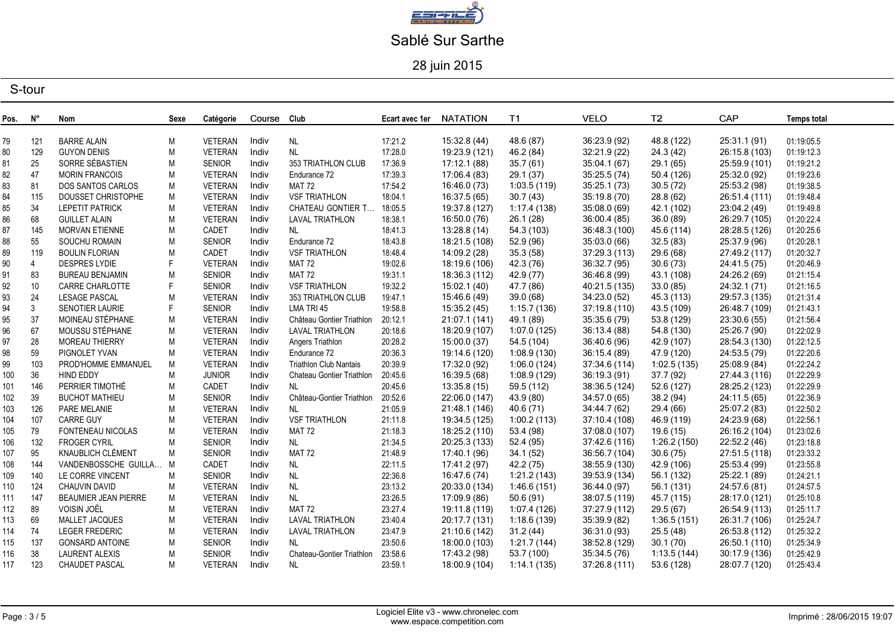# Sablé Sur Sarthe

28 juin 2015

## S-tour

| Pos. | N° | Nom | Sexe | Catégorie | Course | Club | Ecart avec 1er | NATATION | T1 | VELO | T2 | CAP | Temps total |
|---|---|---|---|---|---|---|---|---|---|---|---|---|---|
| 79 | 121 | BARRE ALAIN | M | VETERAN | Indiv | NL | 17:21.2 | 15:32.8 (44) | 48.6 (87) | 36:23.9 (92) | 48.8 (122) | 25:31.1 (91) | 01:19:05.5 |
| 80 | 129 | GUYON DENIS | M | VETERAN | Indiv | NL | 17:28.0 | 19:23.9 (121) | 46.2 (84) | 32:21.9 (22) | 24.3 (42) | 26:15.8 (103) | 01:19:12.3 |
| 81 | 25 | SORRE SÉBASTIEN | M | SENIOR | Indiv | 353 TRIATHLON CLUB | 17:36.9 | 17:12.1 (88) | 35.7 (61) | 35:04.1 (67) | 29.1 (65) | 25:59.9 (101) | 01:19:21.2 |
| 82 | 47 | MORIN FRANCOIS | M | VETERAN | Indiv | Endurance 72 | 17:39.3 | 17:06.4 (83) | 29.1 (37) | 35:25.5 (74) | 50.4 (126) | 25:32.0 (92) | 01:19:23.6 |
| 83 | 81 | DOS SANTOS CARLOS | M | VETERAN | Indiv | MAT 72 | 17:54.2 | 16:46.0 (73) | 1:03.5 (119) | 35:25.1 (73) | 30.5 (72) | 25:53.2 (98) | 01:19:38.5 |
| 84 | 115 | DOUSSET CHRISTOPHE | M | VETERAN | Indiv | VSF TRIATHLON | 18:04.1 | 16:37.5 (65) | 30.7 (43) | 35:19.8 (70) | 28.8 (62) | 26:51.4 (111) | 01:19:48.4 |
| 85 | 34 | LEPETIT PATRICK | M | VETERAN | Indiv | CHATEAU GONTIER T… | 18:05.5 | 19:37.8 (127) | 1:17.4 (138) | 35:08.0 (69) | 42.1 (102) | 23:04.2 (49) | 01:19:49.8 |
| 86 | 68 | GUILLET ALAIN | M | VETERAN | Indiv | LAVAL TRIATHLON | 18:38.1 | 16:50.0 (76) | 26.1 (28) | 36:00.4 (85) | 36.0 (89) | 26:29.7 (105) | 01:20:22.4 |
| 87 | 145 | MORVAN ETIENNE | M | CADET | Indiv | NL | 18:41.3 | 13:28.8 (14) | 54.3 (103) | 36:48.3 (100) | 45.6 (114) | 28:28.5 (126) | 01:20:25.6 |
| 88 | 55 | SOUCHU ROMAIN | M | SENIOR | Indiv | Endurance 72 | 18:43.8 | 18:21.5 (108) | 52.9 (96) | 35:03.0 (66) | 32.5 (83) | 25:37.9 (96) | 01:20:28.1 |
| 89 | 119 | BOULIN FLORIAN | M | CADET | Indiv | VSF TRIATHLON | 18:48.4 | 14:09.2 (28) | 35.3 (58) | 37:29.3 (113) | 29.6 (68) | 27:49.2 (117) | 01:20:32.7 |
| 90 | 4 | DESPRES LYDIE | F | VETERAN | Indiv | MAT 72 | 19:02.6 | 18:19.6 (106) | 42.3 (76) | 36:32.7 (95) | 30.6 (73) | 24:41.5 (75) | 01:20:46.9 |
| 91 | 83 | BUREAU BENJAMIN | M | SENIOR | Indiv | MAT 72 | 19:31.1 | 18:36.3 (112) | 42.9 (77) | 36:46.8 (99) | 43.1 (108) | 24:26.2 (69) | 01:21:15.4 |
| 92 | 10 | CARRE CHARLOTTE | F | SENIOR | Indiv | VSF TRIATHLON | 19:32.2 | 15:02.1 (40) | 47.7 (86) | 40:21.5 (135) | 33.0 (85) | 24:32.1 (71) | 01:21:16.5 |
| 93 | 24 | LESAGE PASCAL | M | VETERAN | Indiv | 353 TRIATHLON CLUB | 19:47.1 | 15:46.6 (49) | 39.0 (68) | 34:23.0 (52) | 45.3 (113) | 29:57.3 (135) | 01:21:31.4 |
| 94 | 3 | SENOTIER LAURIE | F | SENIOR | Indiv | LMA TRI 45 | 19:58.8 | 15:35.2 (45) | 1:15.7 (136) | 37:19.8 (110) | 43.5 (109) | 26:48.7 (109) | 01:21:43.1 |
| 95 | 37 | MOINEAU STÉPHANE | M | VETERAN | Indiv | Château Gontier Triathlon | 20:12.1 | 21:07.1 (141) | 49.1 (89) | 35:35.6 (79) | 53.8 (129) | 23:30.6 (55) | 01:21:56.4 |
| 96 | 67 | MOUSSU STÉPHANE | M | VETERAN | Indiv | LAVAL TRIATHLON | 20:18.6 | 18:20.9 (107) | 1:07.0 (125) | 36:13.4 (88) | 54.8 (130) | 25:26.7 (90) | 01:22:02.9 |
| 97 | 28 | MOREAU THIERRY | M | VETERAN | Indiv | Angers Triathlon | 20:28.2 | 15:00.0 (37) | 54.5 (104) | 36:40.6 (96) | 42.9 (107) | 28:54.3 (130) | 01:22:12.5 |
| 98 | 59 | PIGNOLET YVAN | M | VETERAN | Indiv | Endurance 72 | 20:36.3 | 19:14.6 (120) | 1:08.9 (130) | 36:15.4 (89) | 47.9 (120) | 24:53.5 (79) | 01:22:20.6 |
| 99 | 103 | PROD'HOMME EMMANUEL | M | VETERAN | Indiv | Triathlon Club Nantais | 20:39.9 | 17:32.0 (92) | 1:06.0 (124) | 37:34.6 (114) | 1:02.5 (135) | 25:08.9 (84) | 01:22:24.2 |
| 100 | 36 | HIND EDDY | M | JUNIOR | Indiv | Chateau Gontier Triathlon | 20:45.6 | 16:39.5 (68) | 1:08.9 (129) | 36:19.3 (91) | 37.7 (92) | 27:44.3 (116) | 01:22:29.9 |
| 101 | 146 | PERRIER TIMOTHÉ | M | CADET | Indiv | NL | 20:45.6 | 13:35.8 (15) | 59.5 (112) | 38:36.5 (124) | 52.6 (127) | 28:25.2 (123) | 01:22:29.9 |
| 102 | 39 | BUCHOT MATHIEU | M | SENIOR | Indiv | Château-Gontier Triathlon | 20:52.6 | 22:06.0 (147) | 43.9 (80) | 34:57.0 (65) | 38.2 (94) | 24:11.5 (65) | 01:22:36.9 |
| 103 | 126 | PARE MELANIE | M | VETERAN | Indiv | NL | 21:05.9 | 21:48.1 (146) | 40.6 (71) | 34:44.7 (62) | 29.4 (66) | 25:07.2 (83) | 01:22:50.2 |
| 104 | 107 | CARRE GUY | M | VETERAN | Indiv | VSF TRIATHLON | 21:11.8 | 19:34.5 (125) | 1:00.2 (113) | 37:10.4 (108) | 46.9 (119) | 24:23.9 (68) | 01:22:56.1 |
| 105 | 79 | FONTENEAU NICOLAS | M | VETERAN | Indiv | MAT 72 | 21:18.3 | 18:25.2 (110) | 53.4 (98) | 37:08.0 (107) | 19.6 (15) | 26:16.2 (104) | 01:23:02.6 |
| 106 | 132 | FROGER CYRIL | M | SENIOR | Indiv | NL | 21:34.5 | 20:25.3 (133) | 52.4 (95) | 37:42.6 (116) | 1:26.2 (150) | 22:52.2 (46) | 01:23:18.8 |
| 107 | 95 | KNAUBLICH CLÉMENT | M | SENIOR | Indiv | MAT 72 | 21:48.9 | 17:40.1 (96) | 34.1 (52) | 36:56.7 (104) | 30.6 (75) | 27:51.5 (118) | 01:23:33.2 |
| 108 | 144 | VANDENBOSSCHE GUILLA… | M | CADET | Indiv | NL | 22:11.5 | 17:41.2 (97) | 42.2 (75) | 38:55.9 (130) | 42.9 (106) | 25:53.4 (99) | 01:23:55.8 |
| 109 | 140 | LE CORRE VINCENT | M | SENIOR | Indiv | NL | 22:36.8 | 16:47.6 (74) | 1:21.2 (143) | 39:53.9 (134) | 56.1 (132) | 25:22.1 (89) | 01:24:21.1 |
| 110 | 124 | CHAUVIN DAVID | M | VETERAN | Indiv | NL | 23:13.2 | 20:33.0 (134) | 1:46.6 (151) | 36:44.0 (97) | 56.1 (131) | 24:57.6 (81) | 01:24:57.5 |
| 111 | 147 | BEAUMIER JEAN PIERRE | M | VETERAN | Indiv | NL | 23:26.5 | 17:09.9 (86) | 50.6 (91) | 38:07.5 (119) | 45.7 (115) | 28:17.0 (121) | 01:25:10.8 |
| 112 | 89 | VOISIN JOËL | M | VETERAN | Indiv | MAT 72 | 23:27.4 | 19:11.8 (119) | 1:07.4 (126) | 37:27.9 (112) | 29.5 (67) | 26:54.9 (113) | 01:25:11.7 |
| 113 | 69 | MALLET JACQUES | M | VETERAN | Indiv | LAVAL TRIATHLON | 23:40.4 | 20:17.7 (131) | 1:18.6 (139) | 35:39.9 (82) | 1:36.5 (151) | 26:31.7 (106) | 01:25:24.7 |
| 114 | 74 | LEGER FREDERIC | M | VETERAN | Indiv | LAVAL TRIATHLON | 23:47.9 | 21:10.6 (142) | 31.2 (44) | 36:31.0 (93) | 25.5 (48) | 26:53.8 (112) | 01:25:32.2 |
| 115 | 137 | GONSARD ANTOINE | M | SENIOR | Indiv | NL | 23:50.6 | 18:00.0 (103) | 1:21.7 (144) | 38:52.8 (129) | 30.1 (70) | 26:50.1 (110) | 01:25:34.9 |
| 116 | 38 | LAURENT ALEXIS | M | SENIOR | Indiv | Chateau-Gontier Triathlon | 23:58.6 | 17:43.2 (98) | 53.7 (100) | 35:34.5 (76) | 1:13.5 (144) | 30:17.9 (136) | 01:25:42.9 |
| 117 | 123 | CHAUDET PASCAL | M | VETERAN | Indiv | NL | 23:59.1 | 18:00.9 (104) | 1:14.1 (135) | 37:26.8 (111) | 53.6 (128) | 28:07.7 (120) | 01:25:43.4 |

Logiciel Elite v3 - www.chronelec.com
www.espace.competition.com

Imprimé : 28/06/2015 19:07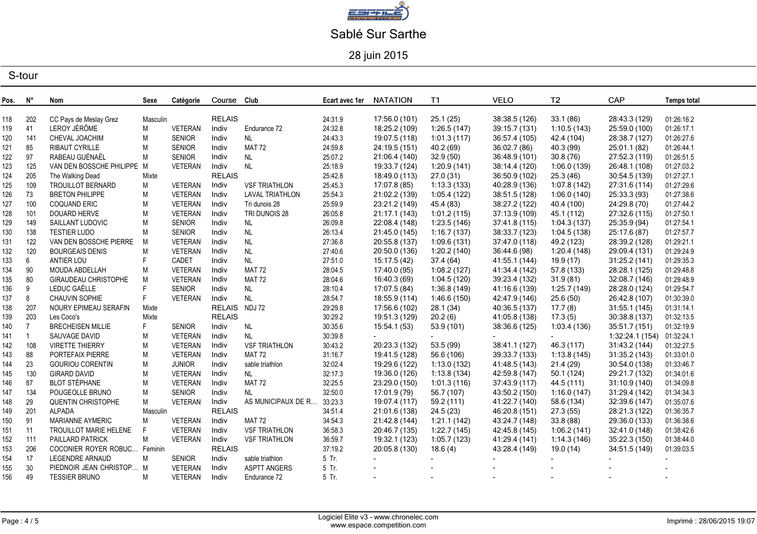# Sablé Sur Sarthe

28 juin 2015

## S-tour

| Pos. | N° | Nom | Sexe | Catégorie | Course | Club | Ecart avec 1er | NATATION | T1 | VELO | T2 | CAP | Temps total |
|---|---|---|---|---|---|---|---|---|---|---|---|---|---|
| 118 | 202 | CC Pays de Meslay Grez | Masculin | | RELAIS | | 24:31.9 | 17:56.0 (101) | 25.1 (25) | 38:38.5 (126) | 33.1 (86) | 28:43.3 (129) | 01:26:16.2 |
| 119 | 41 | LEROY JÉRÔME | M | VETERAN | Indiv | Endurance 72 | 24:32.8 | 18:25.2 (109) | 1:26.5 (147) | 39:15.7 (131) | 1:10.5 (143) | 25:59.0 (100) | 01:26:17.1 |
| 120 | 141 | CHEVAL JOACHIM | M | SENIOR | Indiv | NL | 24:43.3 | 19:07.5 (118) | 1:01.3 (117) | 36:57.4 (105) | 42.4 (104) | 28:38.7 (127) | 01:26:27.6 |
| 121 | 85 | RIBAUT CYRILLE | M | SENIOR | Indiv | MAT 72 | 24:59.8 | 24:19.5 (151) | 40.2 (69) | 36:02.7 (86) | 40.3 (99) | 25:01.1 (82) | 01:26:44.1 |
| 122 | 97 | RABEAU GUÉNAËL | M | SENIOR | Indiv | NL | 25:07.2 | 21:06.4 (140) | 32.9 (50) | 36:48.9 (101) | 30.8 (76) | 27:52.3 (119) | 01:26:51.5 |
| 123 | 125 | VAN DEN BOSSCHE PHILIPPE | M | VETERAN | Indiv | NL | 25:18.9 | 19:33.7 (124) | 1:20.9 (141) | 38:14.4 (120) | 1:06.0 (139) | 26:48.1 (108) | 01:27:03.2 |
| 124 | 205 | The Walking Dead | Mixte | | RELAIS | | 25:42.8 | 18:49.0 (113) | 27.0 (31) | 36:50.9 (102) | 25.3 (46) | 30:54.5 (139) | 01:27:27.1 |
| 125 | 109 | TROUILLOT BERNARD | M | VETERAN | Indiv | VSF TRIATHLON | 25:45.3 | 17:07.8 (85) | 1:13.3 (133) | 40:28.9 (136) | 1:07.8 (142) | 27:31.6 (114) | 01:27:29.6 |
| 126 | 73 | BRETON PHILIPPE | M | VETERAN | Indiv | LAVAL TRIATHLON | 25:54.3 | 21:02.2 (139) | 1:05.4 (122) | 38:51.5 (128) | 1:06.0 (140) | 25:33.3 (93) | 01:27:38.6 |
| 127 | 100 | COQUAND ERIC | M | VETERAN | Indiv | Tri dunois 28 | 25:59.9 | 23:21.2 (149) | 45.4 (83) | 38:27.2 (122) | 40.4 (100) | 24:29.8 (70) | 01:27:44.2 |
| 128 | 101 | DOUARD HERVE | M | VETERAN | Indiv | TRI DUNOIS 28 | 26:05.8 | 21:17.1 (143) | 1:01.2 (115) | 37:13.9 (109) | 45.1 (112) | 27:32.6 (115) | 01:27:50.1 |
| 129 | 149 | SAILLANT LUDOVIC | M | SENIOR | Indiv | NL | 26:09.8 | 22:08.4 (148) | 1:23.5 (146) | 37:41.8 (115) | 1:04.3 (137) | 25:35.9 (94) | 01:27:54.1 |
| 130 | 138 | TESTIER LUDO | M | SENIOR | Indiv | NL | 26:13.4 | 21:45.0 (145) | 1:16.7 (137) | 38:33.7 (123) | 1:04.5 (138) | 25:17.6 (87) | 01:27:57.7 |
| 131 | 122 | VAN DEN BOSSCHE PIERRE | M | VETERAN | Indiv | NL | 27:36.8 | 20:55.8 (137) | 1:09.6 (131) | 37:47.0 (118) | 49.2 (123) | 28:39.2 (128) | 01:29:21.1 |
| 132 | 120 | BOURGEAIS DENIS | M | VETERAN | Indiv | NL | 27:40.6 | 20:50.0 (136) | 1:20.2 (140) | 36:44.6 (98) | 1:20.4 (148) | 29:09.4 (131) | 01:29:24.9 |
| 133 | 6 | ANTIER LOU | F | CADET | Indiv | NL | 27:51.0 | 15:17.5 (42) | 37.4 (64) | 41:55.1 (144) | 19.9 (17) | 31:25.2 (141) | 01:29:35.3 |
| 134 | 90 | MOUDA ABDELLAH | M | VETERAN | Indiv | MAT 72 | 28:04.5 | 17:40.0 (95) | 1:08.2 (127) | 41:34.4 (142) | 57.8 (133) | 28:28.1 (125) | 01:29:48.8 |
| 135 | 80 | GIRAUDEAU CHRISTOPHE | M | VETERAN | Indiv | MAT 72 | 28:04.6 | 16:40.3 (69) | 1:04.5 (120) | 39:23.4 (132) | 31.9 (81) | 32:08.7 (146) | 01:29:48.9 |
| 136 | 9 | LEDUC GAËLLE | F | SENIOR | Indiv | NL | 28:10.4 | 17:07.5 (84) | 1:36.8 (149) | 41:16.6 (139) | 1:25.7 (149) | 28:28.0 (124) | 01:29:54.7 |
| 137 | 8 | CHAUVIN SOPHIE | F | VETERAN | Indiv | NL | 28:54.7 | 18:55.9 (114) | 1:46.6 (150) | 42:47.9 (146) | 25.6 (50) | 26:42.8 (107) | 01:30:39.0 |
| 138 | 207 | NOURY EPIMEAU SERAFIN | Mixte | | RELAIS | NDJ 72 | 29:29.8 | 17:56.6 (102) | 28.1 (34) | 40:36.5 (137) | 17.7 (8) | 31:55.1 (145) | 01:31:14.1 |
| 139 | 203 | Les Coco's | Mixte | | RELAIS | | 30:29.2 | 19:51.3 (129) | 20.2 (6) | 41:05.8 (138) | 17.3 (5) | 30:38.8 (137) | 01:32:13.5 |
| 140 | 7 | BRECHEISEN MILLIE | F | SENIOR | Indiv | NL | 30:35.6 | 15:54.1 (53) | 53.9 (101) | 38:36.6 (125) | 1:03.4 (136) | 35:51.7 (151) | 01:32:19.9 |
| 141 | 1 | SAUVAGE DAVID | M | VETERAN | Indiv | NL | 30:39.8 | - | - | - | - | 1:32:24.1 (154) | 01:32:24.1 |
| 142 | 108 | VIRETTE THIERRY | M | VETERAN | Indiv | VSF TRIATHLON | 30:43.2 | 20:23.3 (132) | 53.5 (99) | 38:41.1 (127) | 46.3 (117) | 31:43.2 (144) | 01:32:27.5 |
| 143 | 88 | PORTEFAIX PIERRE | M | VETERAN | Indiv | MAT 72 | 31:16.7 | 19:41.5 (128) | 56.6 (106) | 39:33.7 (133) | 1:13.8 (145) | 31:35.2 (143) | 01:33:01.0 |
| 144 | 23 | GOURIOU CORENTIN | M | JUNIOR | Indiv | sable triathlon | 32:02.4 | 19:29.6 (122) | 1:13.0 (132) | 41:48.5 (143) | 21.4 (29) | 30:54.0 (138) | 01:33:46.7 |
| 145 | 130 | GIRARD DAVID | M | VETERAN | Indiv | NL | 32:17.3 | 19:36.0 (126) | 1:13.8 (134) | 42:59.8 (147) | 50.1 (124) | 29:21.7 (132) | 01:34:01.6 |
| 146 | 87 | BLOT STÉPHANE | M | VETERAN | Indiv | MAT 72 | 32:25.5 | 23:29.0 (150) | 1:01.3 (116) | 37:43.9 (117) | 44.5 (111) | 31:10.9 (140) | 01:34:09.8 |
| 147 | 134 | POUGEOLLE BRUNO | M | SENIOR | Indiv | NL | 32:50.0 | 17:01.9 (79) | 56.7 (107) | 43:50.2 (150) | 1:16.0 (147) | 31:29.4 (142) | 01:34:34.3 |
| 148 | 29 | QUENTIN CHRISTOPHE | M | VETERAN | Indiv | AS MUNICIPAUX DE R… | 33:23.3 | 19:07.4 (117) | 59.2 (111) | 41:22.7 (140) | 58.6 (134) | 32:39.6 (147) | 01:35:07.6 |
| 149 | 201 | ALPADA | Masculin | | RELAIS | | 34:51.4 | 21:01.6 (138) | 24.5 (23) | 46:20.8 (151) | 27.3 (55) | 28:21.3 (122) | 01:36:35.7 |
| 150 | 91 | MARIANNE AYMERIC | M | VETERAN | Indiv | MAT 72 | 34:54.3 | 21:42.8 (144) | 1:21.1 (142) | 43:24.7 (148) | 33.8 (88) | 29:36.0 (133) | 01:36:38.6 |
| 151 | 11 | TROUILLOT MARIE HELENE | F | VETERAN | Indiv | VSF TRIATHLON | 36:58.3 | 20:46.7 (135) | 1:22.7 (145) | 42:45.8 (145) | 1:06.2 (141) | 32:41.0 (148) | 01:38:42.6 |
| 152 | 111 | PAILLARD PATRICK | M | VETERAN | Indiv | VSF TRIATHLON | 36:59.7 | 19:32.1 (123) | 1:05.7 (123) | 41:29.4 (141) | 1:14.3 (146) | 35:22.3 (150) | 01:38:44.0 |
| 153 | 206 | COCONIER ROYER ROBUC… | Feminin | | RELAIS | | 37:19.2 | 20:05.8 (130) | 18.6 (4) | 43:28.4 (149) | 19.0 (14) | 34:51.5 (149) | 01:39:03.5 |
| 154 | 17 | LEGENDRE ARNAUD | M | SENIOR | Indiv | sable triathlon | 5 Tr. | - | - | - | - | - | - |
| 155 | 30 | PIEDNOIR JEAN CHRISTOP… | M | VETERAN | Indiv | ASPTT ANGERS | 5 Tr. | - | - | - | - | - | - |
| 156 | 49 | TESSIER BRUNO | M | VETERAN | Indiv | Endurance 72 | 5 Tr. | - | - | - | - | - | - |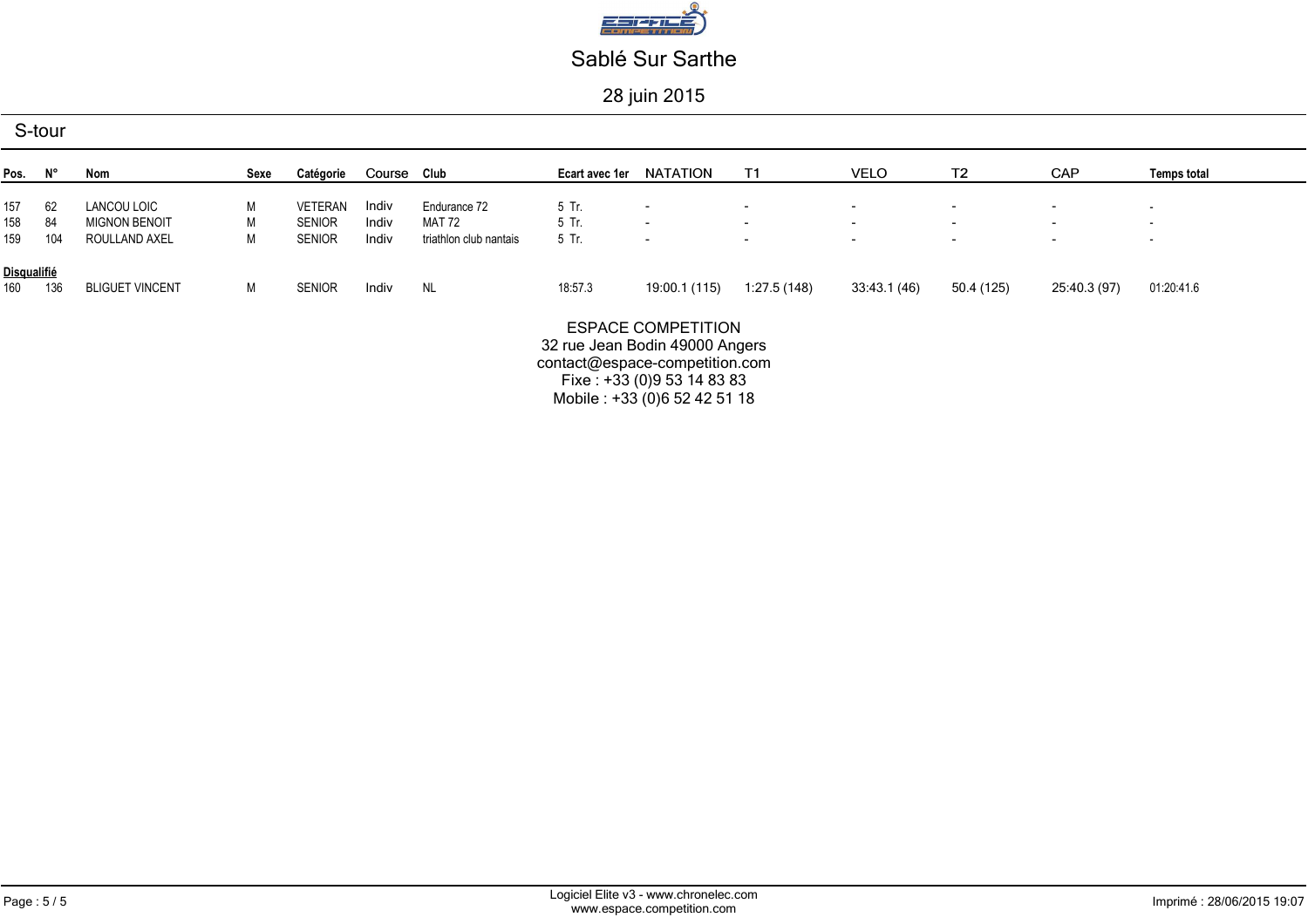# Sablé Sur Sarthe

28 juin 2015

## S-tour

| Pos. | N° | Nom | Sexe | Catégorie | Course | Club | Ecart avec 1er | NATATION | T1 | VELO | T2 | CAP | Temps total |
|---|---|---|---|---|---|---|---|---|---|---|---|---|---|
| 157 | 62 | LANCOU LOIC | M | VETERAN | Indiv | Endurance 72 | 5 Tr. | - | - | - | - | - | - |
| 158 | 84 | MIGNON BENOIT | M | SENIOR | Indiv | MAT 72 | 5 Tr. | - | - | - | - | - | - |
| 159 | 104 | ROULLAND AXEL | M | SENIOR | Indiv | triathlon club nantais | 5 Tr. | - | - | - | - | - | - |
| **Disqualifié** | | | | | | | | | | | | | |
| 160 | 136 | BLIGUET VINCENT | M | SENIOR | Indiv | NL | 18:57.3 | 19:00.1 (115) | 1:27.5 (148) | 33:43.1 (46) | 50.4 (125) | 25:40.3 (97) | 01:20:41.6 |

ESPACE COMPETITION
32 rue Jean Bodin 49000 Angers
contact@espace-competition.com
Fixe : +33 (0)9 53 14 83 83
Mobile : +33 (0)6 52 42 51 18

Logiciel Elite v3 - www.chronelec.com
www.espace.competition.com

Imprimé : 28/06/2015 19:07